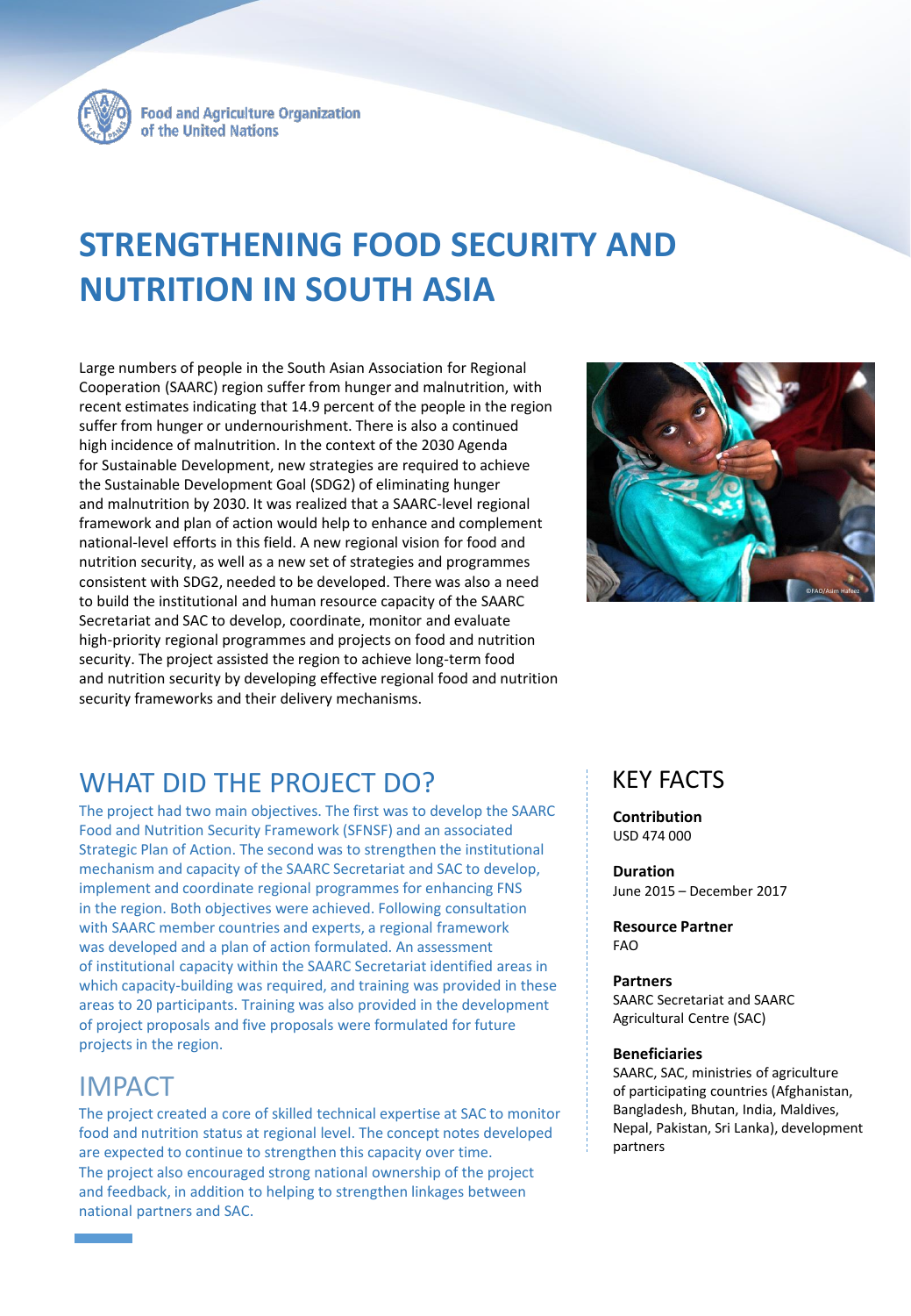Food and Agriculture Organization of the United Nations

# STRENGTHENING FOOD SECURITY AND NUTRITION IN SOUTH ASIA

Large numbers of people in the South Asian Association for Regional Cooperation (SAARC) region suffer from hunger and malnutrition, with recent estimates indicating that 14.9 percent of the people in the region suffer from hunger or undernourishment. There is also a continued high incidence of malnutrition. In the context of the 2030 Agenda for Sustainable Development, new strategies are required to achieve the Sustainable Development Goal (SDG2) of eliminating hunger and malnutrition by 2030. It was realized that a SAARC-level regional framework and plan of action would help to enhance and complement national-level efforts in this field. A new regional vision for food and nutrition security, as well as a new set of strategies and programmes consistent with SDG2, needed to be developed. There was also a need to build the institutional and human resource capacity of the SAARC Secretariat and SAC to develop, coordinate, monitor and evaluate high-priority regional programmes and projects on food and nutrition security. The project assisted the region to achieve long-term food and nutrition security by developing effective regional food and nutrition security frameworks and their delivery mechanisms.

©FAO/Asim Hafeez

## WHAT DID THE PROJECT DO?

The project had two main objectives. The first was to develop the SAARC Food and Nutrition Security Framework (SFNSF) and an associated Strategic Plan of Action. The second was to strengthen the institutional mechanism and capacity of the SAARC Secretariat and SAC to develop, implement and coordinate regional programmes for enhancing FNS in the region. Both objectives were achieved. Following consultation with SAARC member countries and experts, a regional framework was developed and a plan of action formulated. An assessment of institutional capacity within the SAARC Secretariat identified areas in which capacity-building was required, and training was provided in these areas to 20 participants. Training was also provided in the development of project proposals and five proposals were formulated for future projects in the region.

## IMPACT

The project created a core of skilled technical expertise at SAC to monitor food and nutrition status at regional level. The concept notes developed are expected to continue to strengthen this capacity over time. The project also encouraged strong national ownership of the project and feedback, in addition to helping to strengthen linkages between national partners and SAC.

## KEY FACTS

**Contribution**
USD 474 000

**Duration**
June 2015 – December 2017

**Resource Partner**
FAO

**Partners**
SAARC Secretariat and SAARC Agricultural Centre (SAC)

**Beneficiaries**
SAARC, SAC, ministries of agriculture of participating countries (Afghanistan, Bangladesh, Bhutan, India, Maldives, Nepal, Pakistan, Sri Lanka), development partners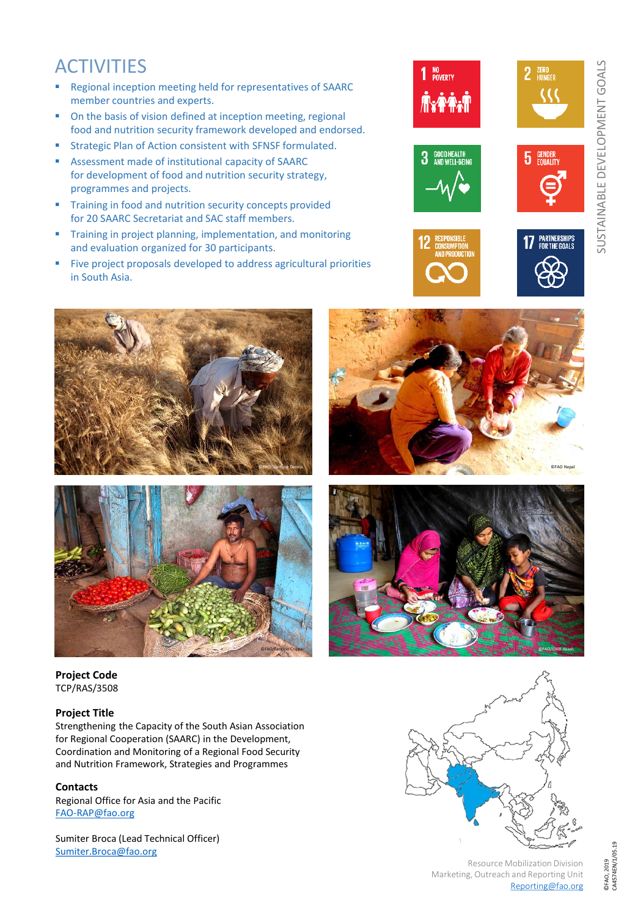## ACTIVITIES

- Regional inception meeting held for representatives of SAARC member countries and experts.
- On the basis of vision defined at inception meeting, regional food and nutrition security framework developed and endorsed.
- Strategic Plan of Action consistent with SFNSF formulated.
- Assessment made of institutional capacity of SAARC for development of food and nutrition security strategy, programmes and projects.
- Training in food and nutrition security concepts provided for 20 SAARC Secretariat and SAC staff members.
- Training in project planning, implementation, and monitoring and evaluation organized for 30 participants.
- Five project proposals developed to address agricultural priorities in South Asia.

SUSTAINABLE DEVELOPMENT GOALS

1 NO POVERTY

2 ZERO HUNGER

3 GOOD HEALTH AND WELL-BEING

5 GENDER EQUALITY

12 RESPONSIBLE CONSUMPTION AND PRODUCTION

17 PARTNERSHIPS FOR THE GOALS

©FAO/Danfung Dennis

©FAO Nepal

©FAO/Fabrizio Crippa

©FAO/GMB Akash

**Project Code**
TCP/RAS/3508

**Project Title**
Strengthening the Capacity of the South Asian Association for Regional Cooperation (SAARC) in the Development, Coordination and Monitoring of a Regional Food Security and Nutrition Framework, Strategies and Programmes

**Contacts**
Regional Office for Asia and the Pacific
FAO-RAP@fao.org

Sumiter Broca (Lead Technical Officer)
Sumiter.Broca@fao.org

Resource Mobilization Division
Marketing, Outreach and Reporting Unit
Reporting@fao.org

©FAO, 2019
CA4574EN/1/05.19